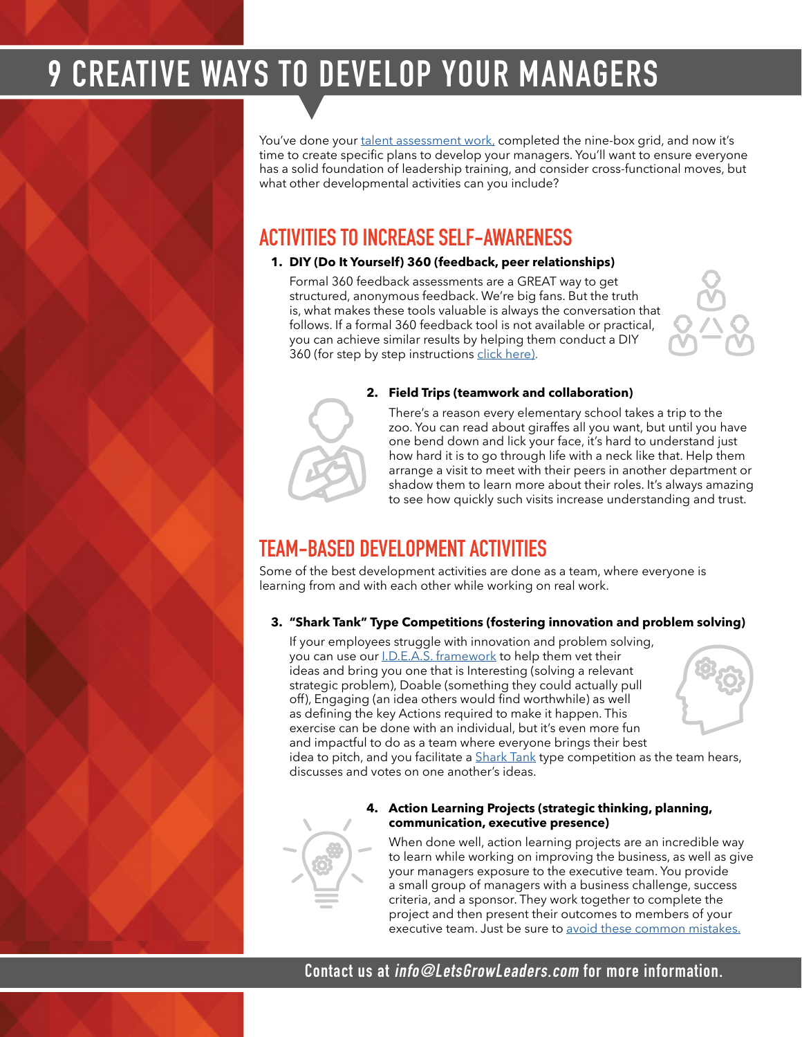# 9 CREATIVE WAYS TO DEVELOP YOUR MANAGERS

You've done your talent assessment work, completed the nine-box grid, and now it's time to create specific plans to develop your managers. You'll want to ensure everyone has a solid foundation of leadership training, and consider cross-functional moves, but what other developmental activities can you include?

## ACTIVITIES TO INCREASE SELF-AWARENESS

1. **DIY (Do It Yourself) 360 (feedback, peer relationships)**

   Formal 360 feedback assessments are a GREAT way to get structured, anonymous feedback. We're big fans. But the truth is, what makes these tools valuable is always the conversation that follows. If a formal 360 feedback tool is not available or practical, you can achieve similar results by helping them conduct a DIY 360 (for step by step instructions click here).

2. **Field Trips (teamwork and collaboration)**

   There's a reason every elementary school takes a trip to the zoo. You can read about giraffes all you want, but until you have one bend down and lick your face, it's hard to understand just how hard it is to go through life with a neck like that. Help them arrange a visit to meet with their peers in another department or shadow them to learn more about their roles. It's always amazing to see how quickly such visits increase understanding and trust.

## TEAM-BASED DEVELOPMENT ACTIVITIES

Some of the best development activities are done as a team, where everyone is learning from and with each other while working on real work.

3. **"Shark Tank" Type Competitions (fostering innovation and problem solving)**

   If your employees struggle with innovation and problem solving, you can use our I.D.E.A.S. framework to help them vet their ideas and bring you one that is Interesting (solving a relevant strategic problem), Doable (something they could actually pull off), Engaging (an idea others would find worthwhile) as well as defining the key Actions required to make it happen. This exercise can be done with an individual, but it's even more fun and impactful to do as a team where everyone brings their best idea to pitch, and you facilitate a Shark Tank type competition as the team hears, discusses and votes on one another's ideas.

4. **Action Learning Projects (strategic thinking, planning, communication, executive presence)**

   When done well, action learning projects are an incredible way to learn while working on improving the business, as well as give your managers exposure to the executive team. You provide a small group of managers with a business challenge, success criteria, and a sponsor. They work together to complete the project and then present their outcomes to members of your executive team. Just be sure to avoid these common mistakes.

**Contact us at *info@LetsGrowLeaders.com* for more information.**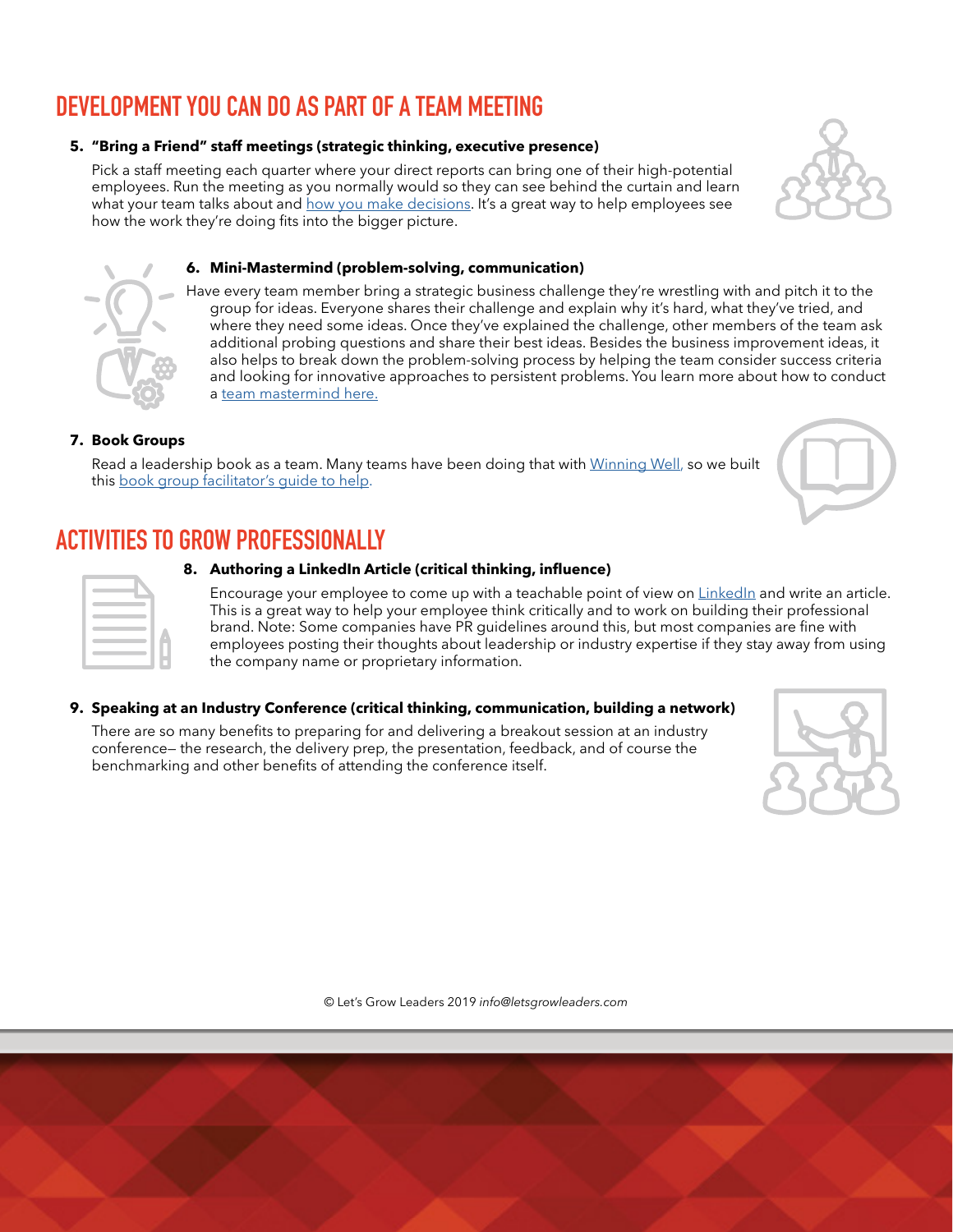## DEVELOPMENT YOU CAN DO AS PART OF A TEAM MEETING

5. **"Bring a Friend" staff meetings (strategic thinking, executive presence)**

   Pick a staff meeting each quarter where your direct reports can bring one of their high-potential employees. Run the meeting as you normally would so they can see behind the curtain and learn what your team talks about and how you make decisions. It's a great way to help employees see how the work they're doing fits into the bigger picture.

6. **Mini-Mastermind (problem-solving, communication)**

   Have every team member bring a strategic business challenge they're wrestling with and pitch it to the group for ideas. Everyone shares their challenge and explain why it's hard, what they've tried, and where they need some ideas. Once they've explained the challenge, other members of the team ask additional probing questions and share their best ideas. Besides the business improvement ideas, it also helps to break down the problem-solving process by helping the team consider success criteria and looking for innovative approaches to persistent problems. You learn more about how to conduct a team mastermind here.

7. **Book Groups**

   Read a leadership book as a team. Many teams have been doing that with Winning Well, so we built this book group facilitator's guide to help.

## ACTIVITIES TO GROW PROFESSIONALLY

8. **Authoring a LinkedIn Article (critical thinking, influence)**

   Encourage your employee to come up with a teachable point of view on LinkedIn and write an article. This is a great way to help your employee think critically and to work on building their professional brand. Note: Some companies have PR guidelines around this, but most companies are fine with employees posting their thoughts about leadership or industry expertise if they stay away from using the company name or proprietary information.

9. **Speaking at an Industry Conference (critical thinking, communication, building a network)**

   There are so many benefits to preparing for and delivering a breakout session at an industry conference— the research, the delivery prep, the presentation, feedback, and of course the benchmarking and other benefits of attending the conference itself.

© Let's Grow Leaders 2019 *info@letsgrowleaders.com*